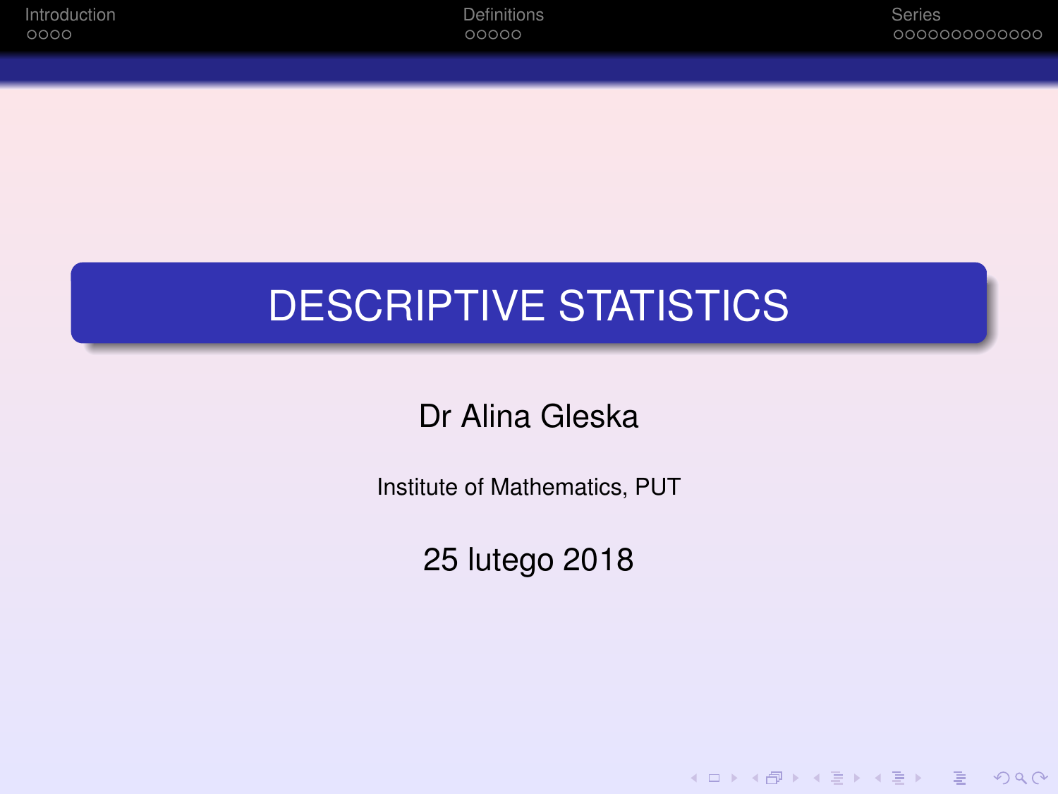# DESCRIPTIVE STATISTICS

Dr Alina Gleska

Institute of Mathematics, PUT

25 lutego 2018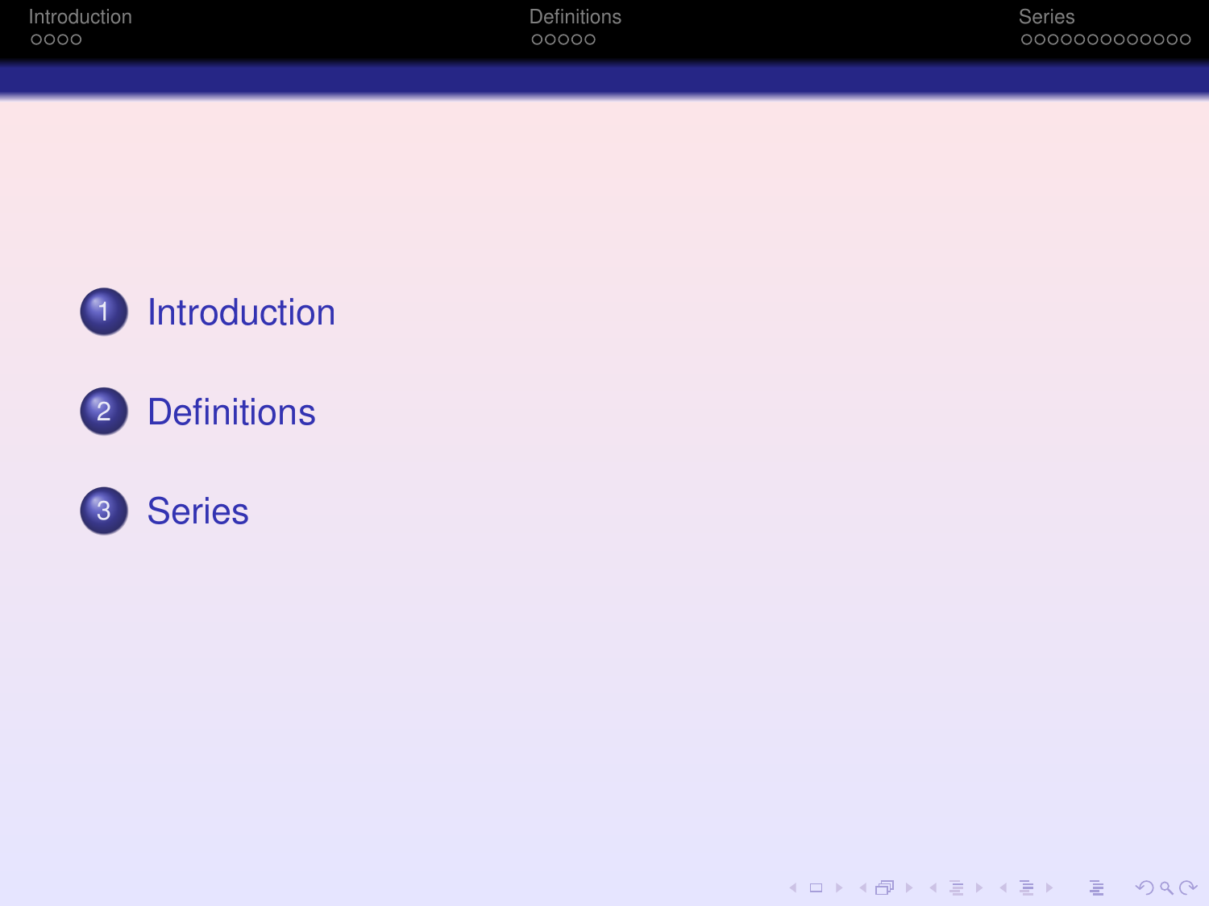1. Introduction
2. Definitions
3. Series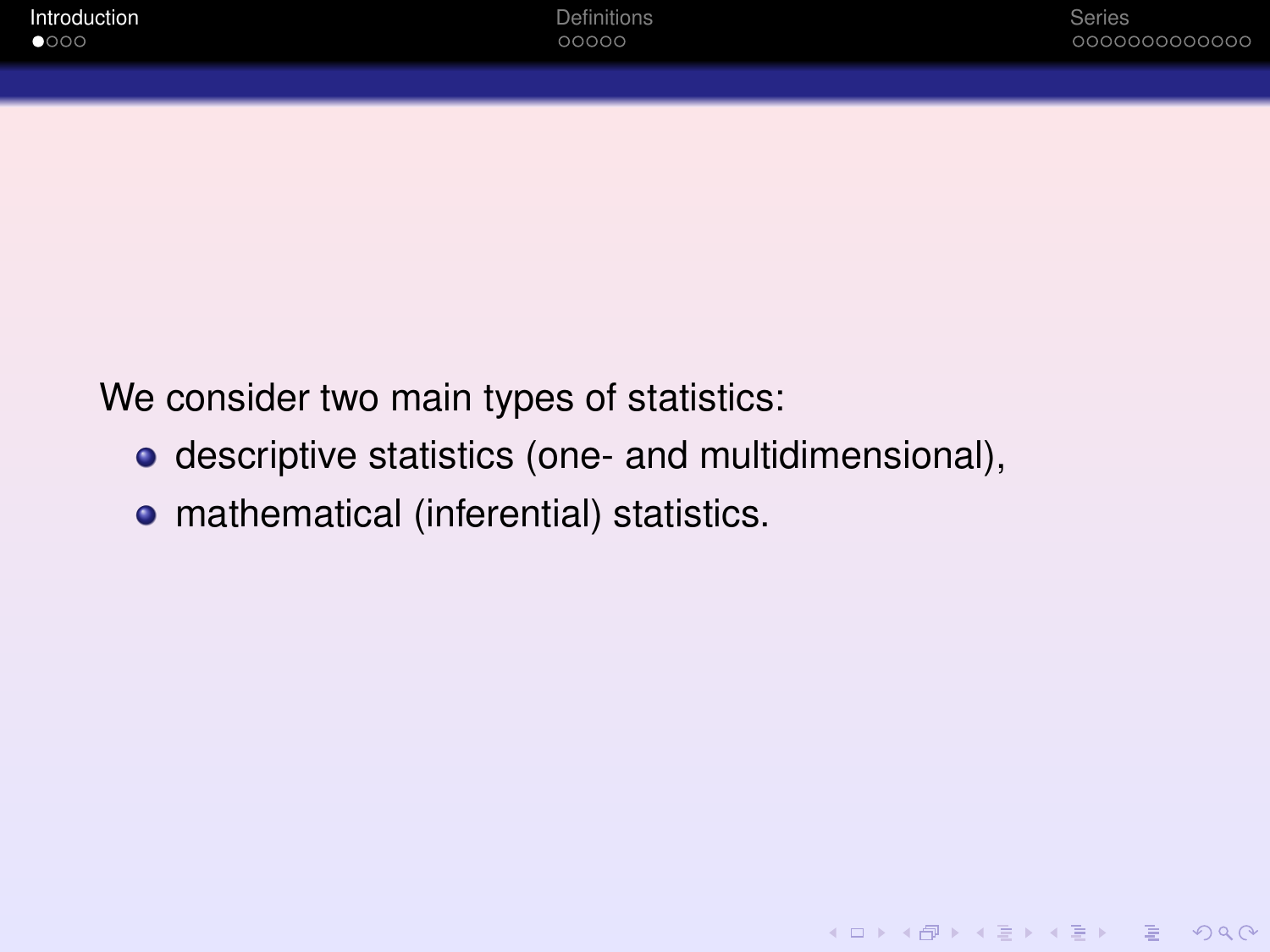We consider two main types of statistics:

- descriptive statistics (one- and multidimensional),
- mathematical (inferential) statistics.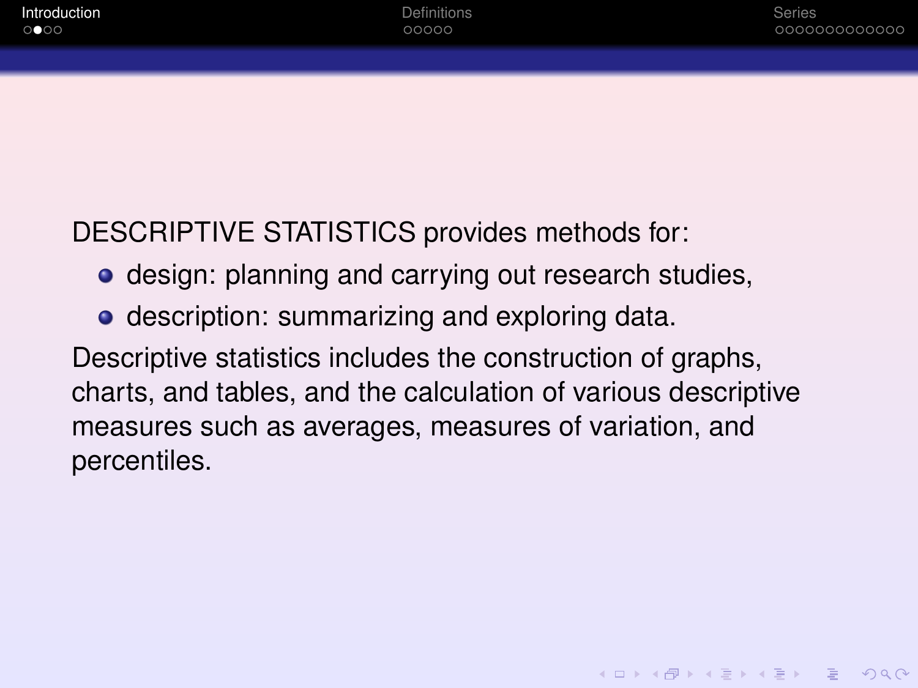DESCRIPTIVE STATISTICS provides methods for:

- design: planning and carrying out research studies,
- description: summarizing and exploring data.

Descriptive statistics includes the construction of graphs, charts, and tables, and the calculation of various descriptive measures such as averages, measures of variation, and percentiles.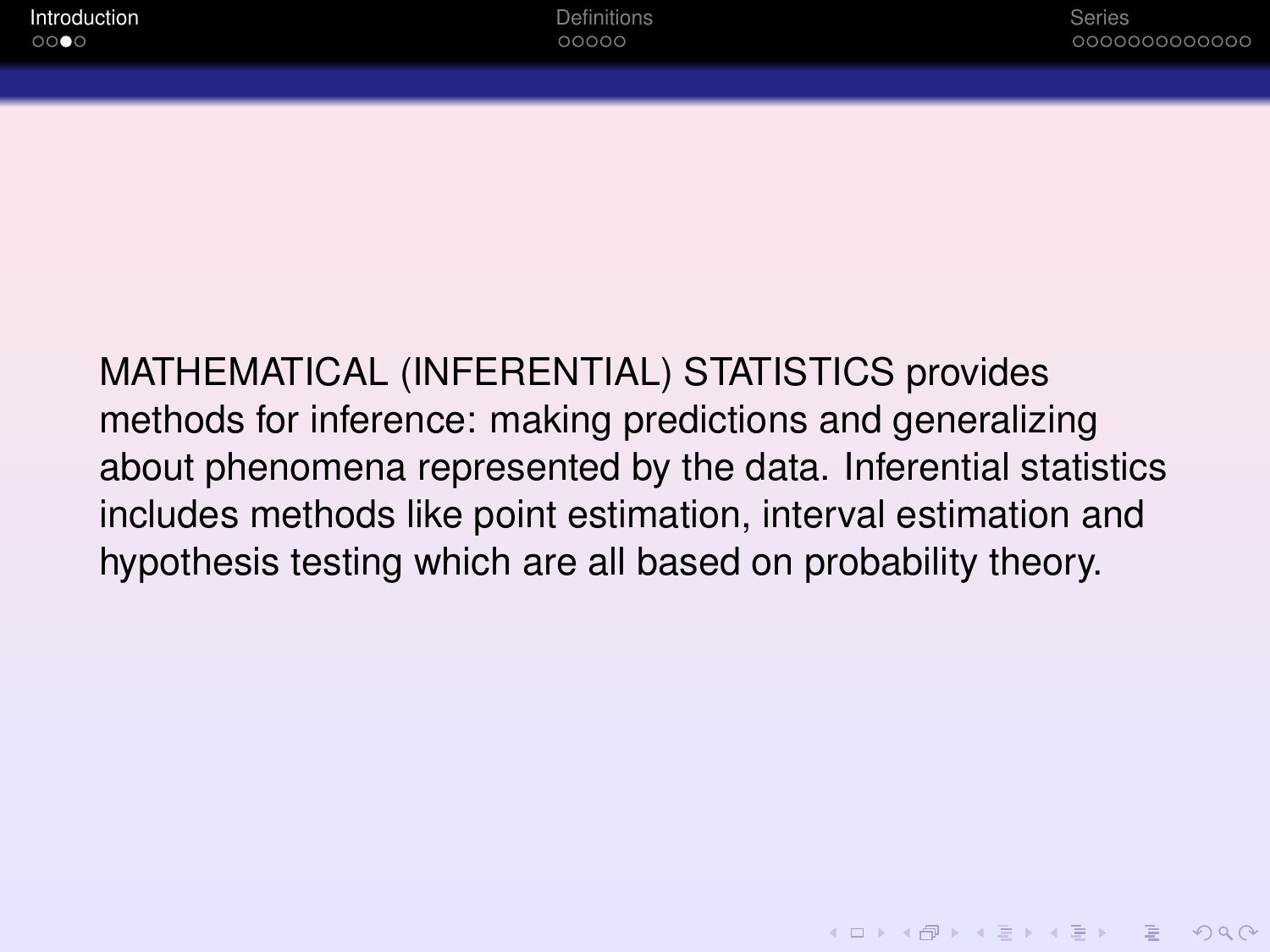MATHEMATICAL (INFERENTIAL) STATISTICS provides methods for inference: making predictions and generalizing about phenomena represented by the data. Inferential statistics includes methods like point estimation, interval estimation and hypothesis testing which are all based on probability theory.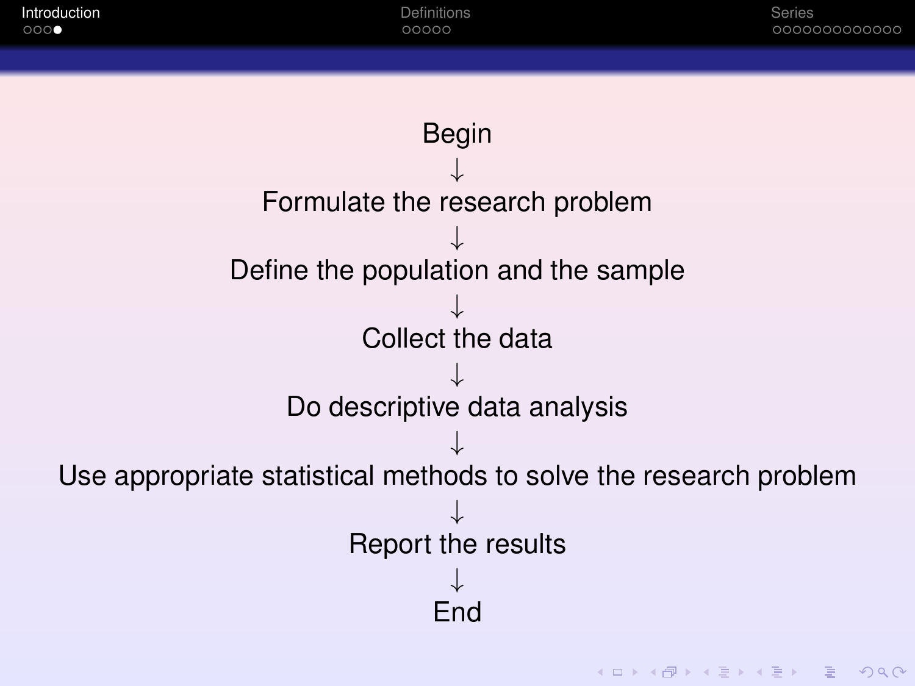Begin

↓

Formulate the research problem

↓

Define the population and the sample

↓

Collect the data

↓

Do descriptive data analysis

↓

Use appropriate statistical methods to solve the research problem

↓

Report the results

↓

End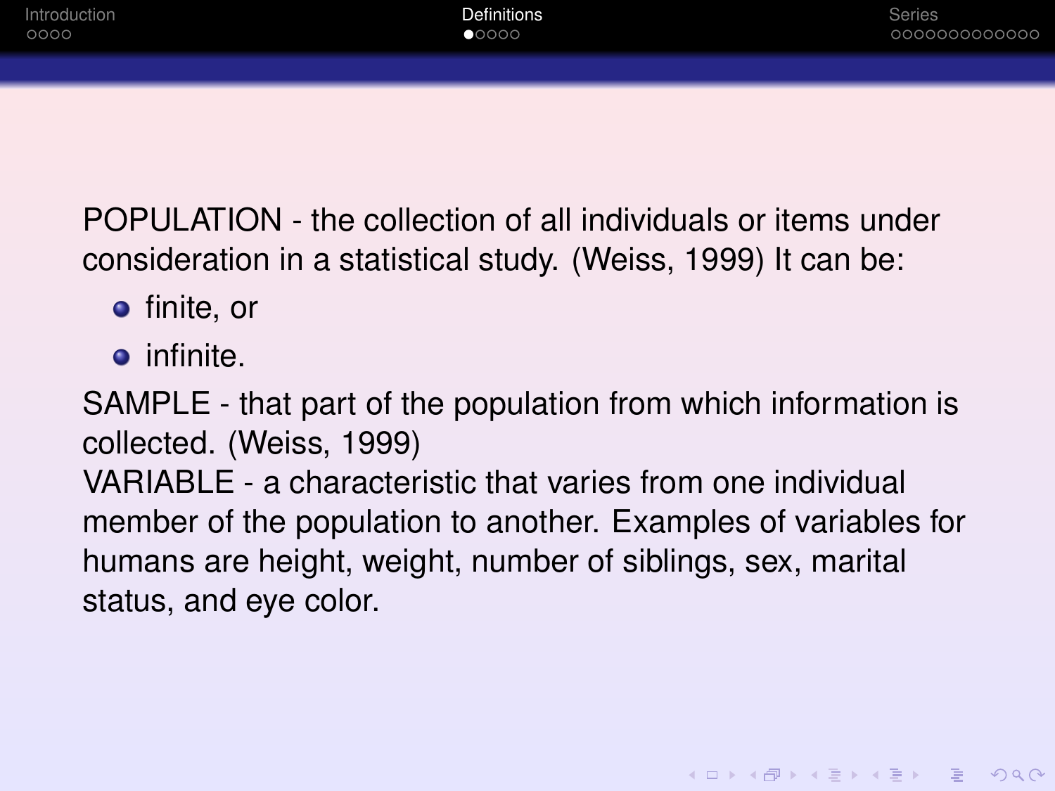POPULATION - the collection of all individuals or items under consideration in a statistical study. (Weiss, 1999) It can be:

- finite, or
- infinite.

SAMPLE - that part of the population from which information is collected. (Weiss, 1999)

VARIABLE - a characteristic that varies from one individual member of the population to another. Examples of variables for humans are height, weight, number of siblings, sex, marital status, and eye color.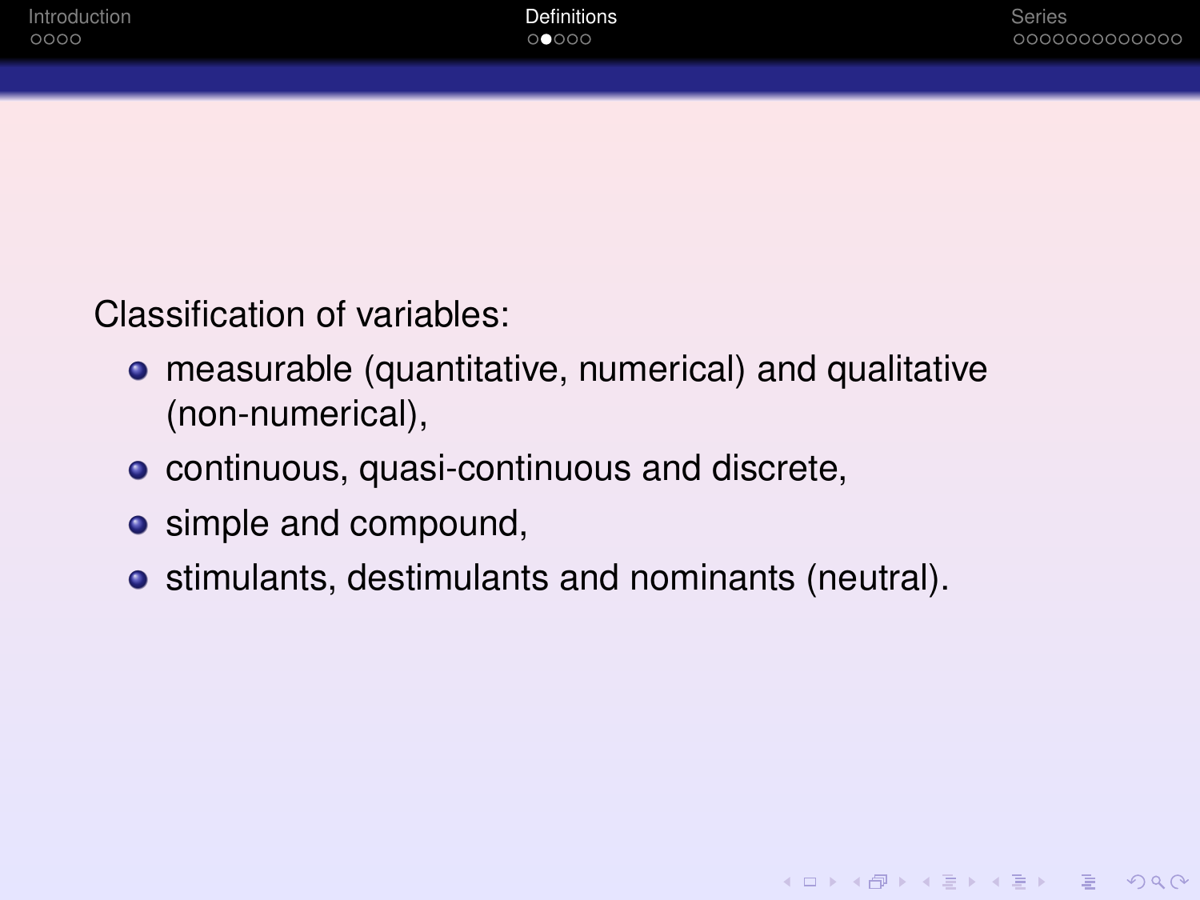Classification of variables:

- measurable (quantitative, numerical) and qualitative (non-numerical),
- continuous, quasi-continuous and discrete,
- simple and compound,
- stimulants, destimulants and nominants (neutral).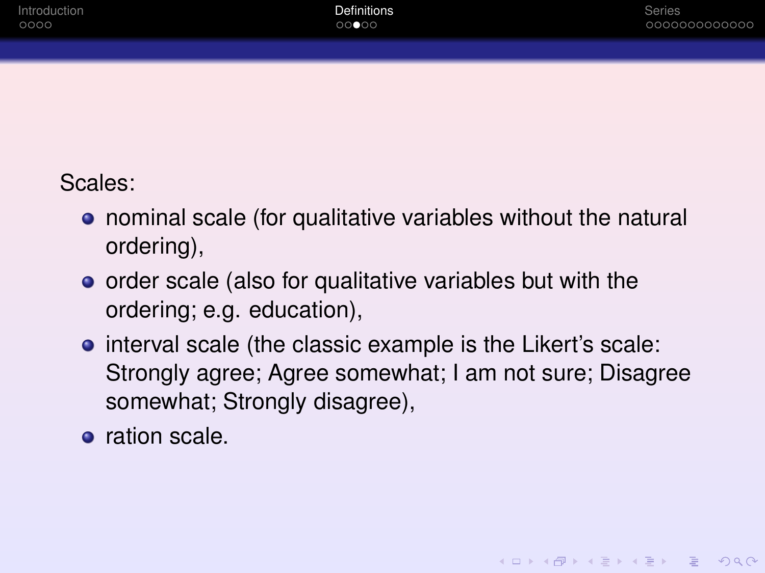Scales:

- nominal scale (for qualitative variables without the natural ordering),
- order scale (also for qualitative variables but with the ordering; e.g. education),
- interval scale (the classic example is the Likert's scale: Strongly agree; Agree somewhat; I am not sure; Disagree somewhat; Strongly disagree),
- ration scale.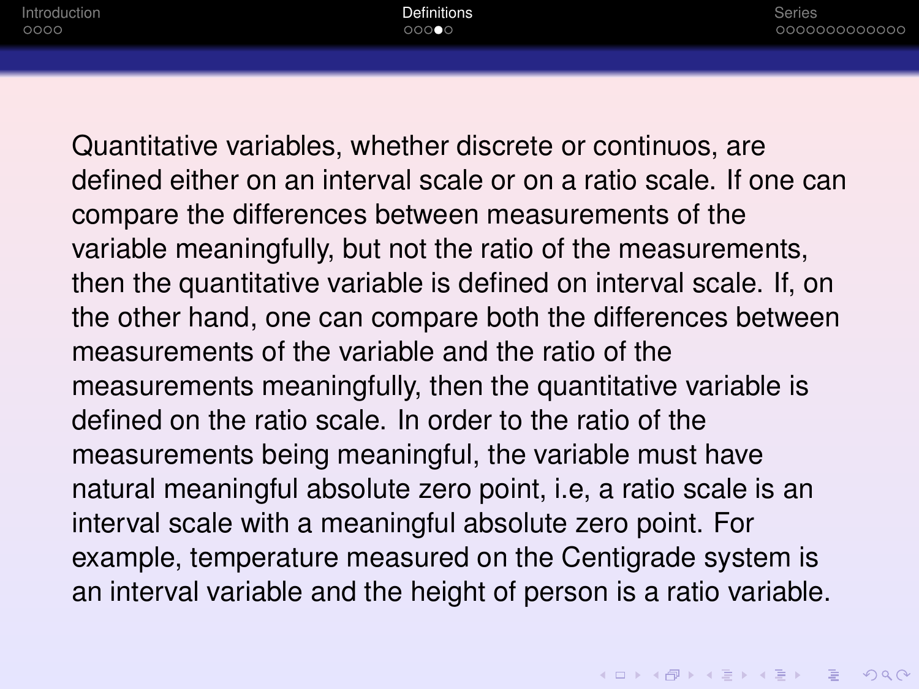Quantitative variables, whether discrete or continuos, are defined either on an interval scale or on a ratio scale. If one can compare the differences between measurements of the variable meaningfully, but not the ratio of the measurements, then the quantitative variable is defined on interval scale. If, on the other hand, one can compare both the differences between measurements of the variable and the ratio of the measurements meaningfully, then the quantitative variable is defined on the ratio scale. In order to the ratio of the measurements being meaningful, the variable must have natural meaningful absolute zero point, i.e, a ratio scale is an interval scale with a meaningful absolute zero point. For example, temperature measured on the Centigrade system is an interval variable and the height of person is a ratio variable.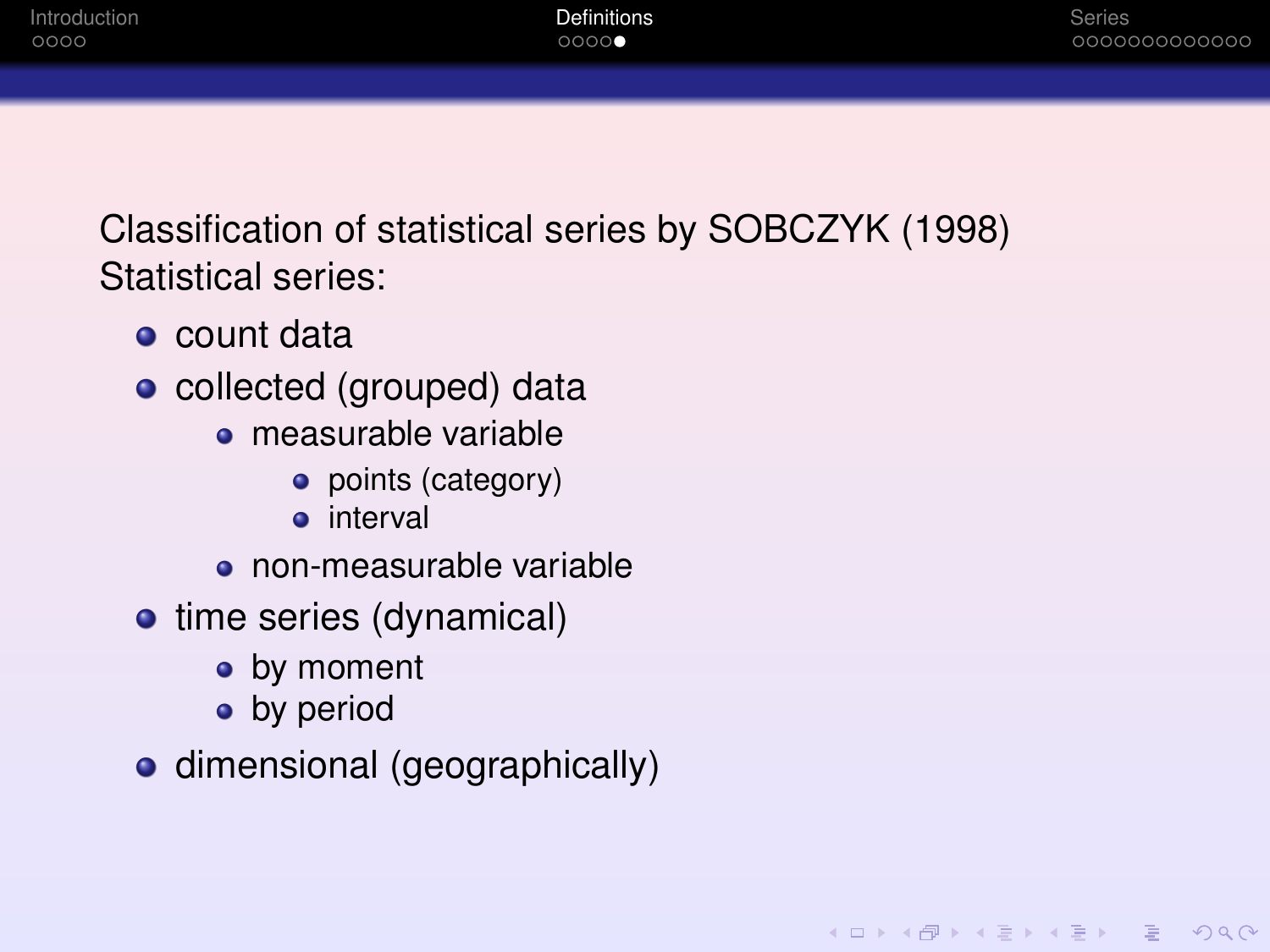Classification of statistical series by SOBCZYK (1998)
Statistical series:

- count data
- collected (grouped) data
  - measurable variable
    - points (category)
    - interval
  - non-measurable variable
- time series (dynamical)
  - by moment
  - by period
- dimensional (geographically)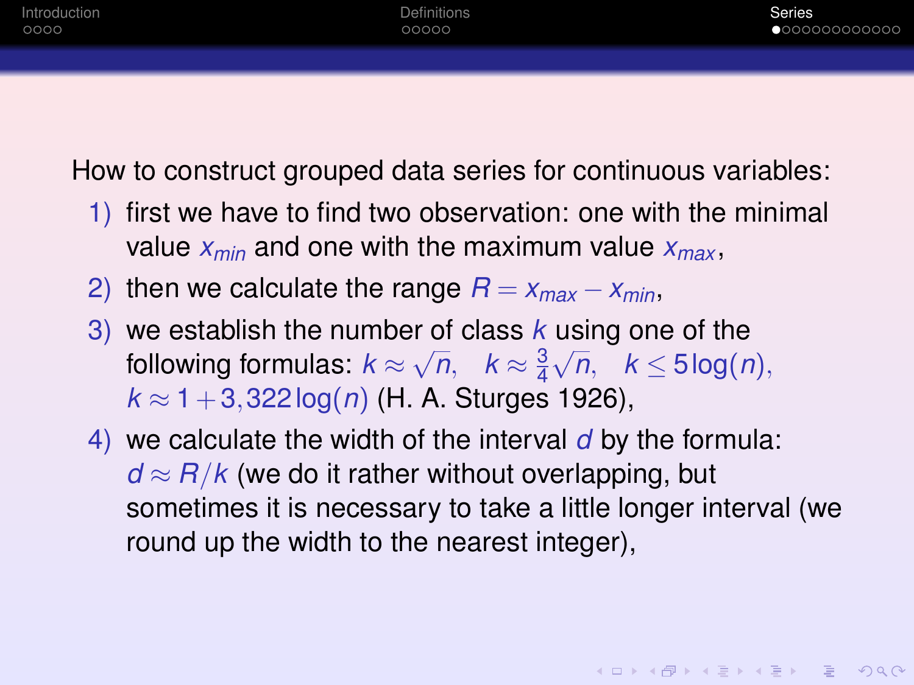How to construct grouped data series for continuous variables:

1) first we have to find two observation: one with the minimal value $x_{min}$ and one with the maximum value $x_{max}$,
2) then we calculate the range $R = x_{max} - x_{min}$,
3) we establish the number of class $k$ using one of the following formulas: $k \approx \sqrt{n}$, $k \approx \frac{3}{4}\sqrt{n}$, $k \leq 5\log(n)$, $k \approx 1 + 3{,}322\log(n)$ (H. A. Sturges 1926),
4) we calculate the width of the interval $d$ by the formula: $d \approx R/k$ (we do it rather without overlapping, but sometimes it is necessary to take a little longer interval (we round up the width to the nearest integer),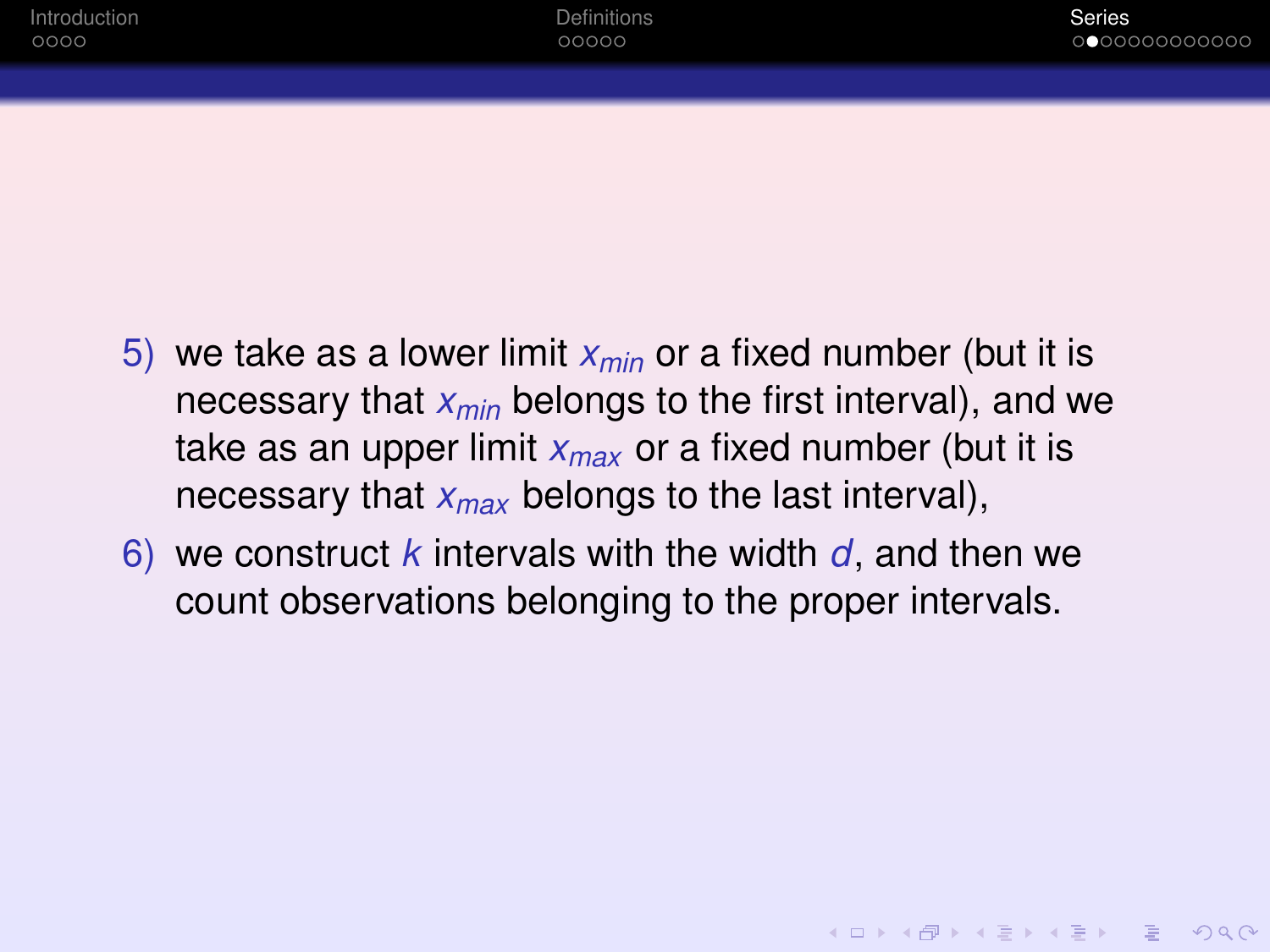5) we take as a lower limit $x_{min}$ or a fixed number (but it is necessary that $x_{min}$ belongs to the first interval), and we take as an upper limit $x_{max}$ or a fixed number (but it is necessary that $x_{max}$ belongs to the last interval),
6) we construct $k$ intervals with the width $d$, and then we count observations belonging to the proper intervals.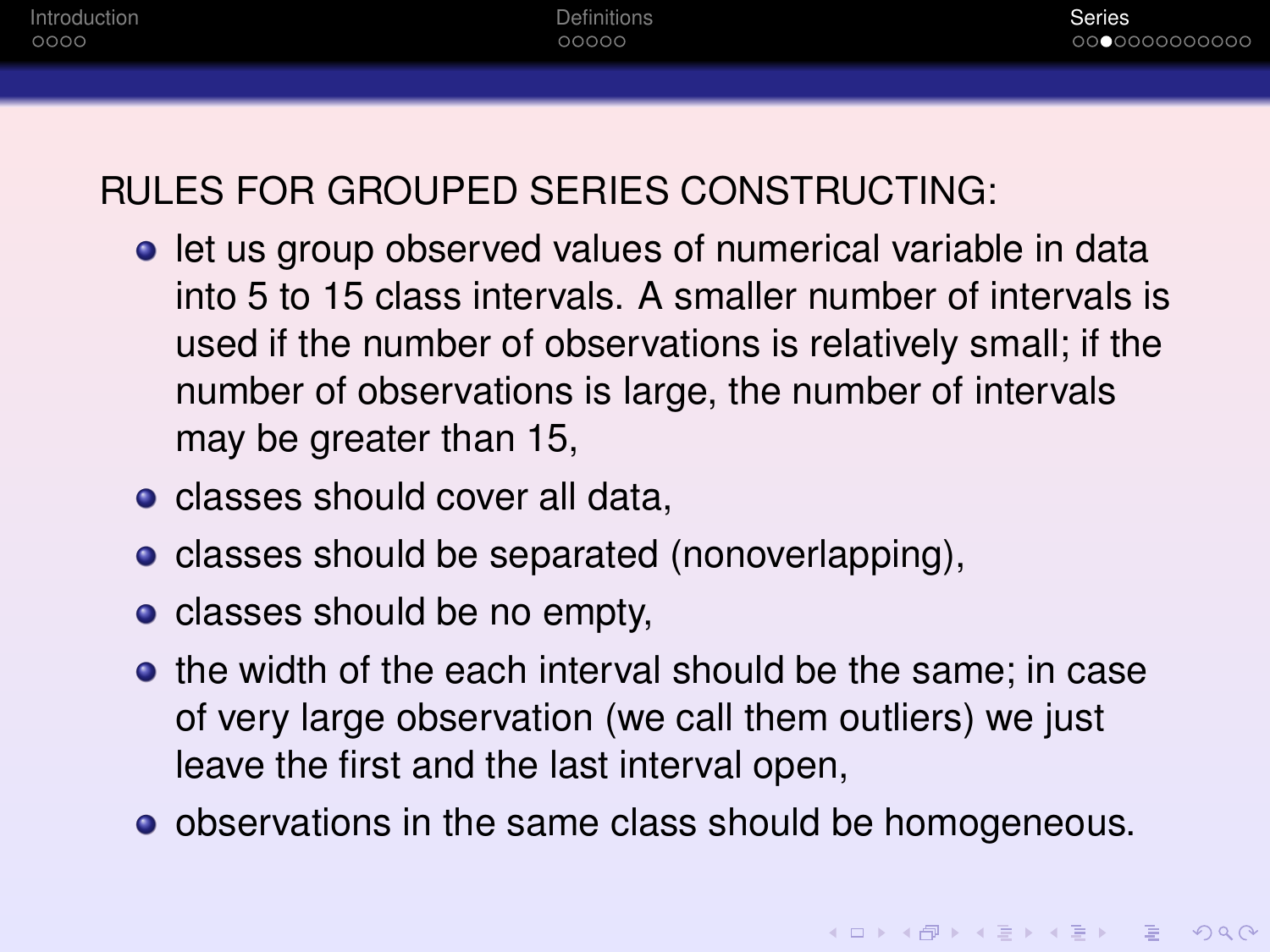RULES FOR GROUPED SERIES CONSTRUCTING:

- let us group observed values of numerical variable in data into 5 to 15 class intervals. A smaller number of intervals is used if the number of observations is relatively small; if the number of observations is large, the number of intervals may be greater than 15,
- classes should cover all data,
- classes should be separated (nonoverlapping),
- classes should be no empty,
- the width of the each interval should be the same; in case of very large observation (we call them outliers) we just leave the first and the last interval open,
- observations in the same class should be homogeneous.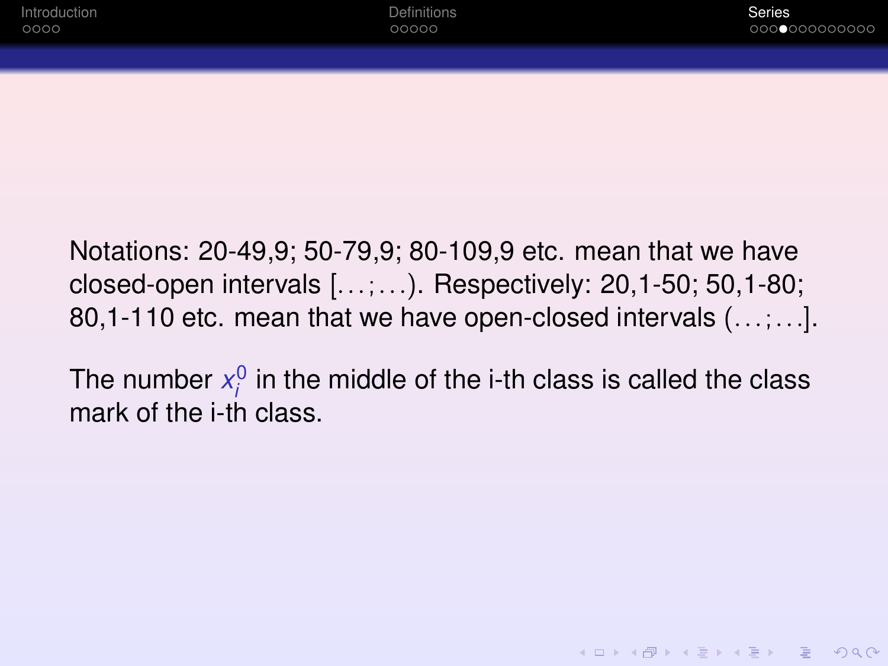Notations: 20-49,9; 50-79,9; 80-109,9 etc. mean that we have closed-open intervals $[\ldots;\ldots)$. Respectively: 20,1-50; 50,1-80; 80,1-110 etc. mean that we have open-closed intervals $(\ldots;\ldots]$.

The number $x_i^0$ in the middle of the i-th class is called the class mark of the i-th class.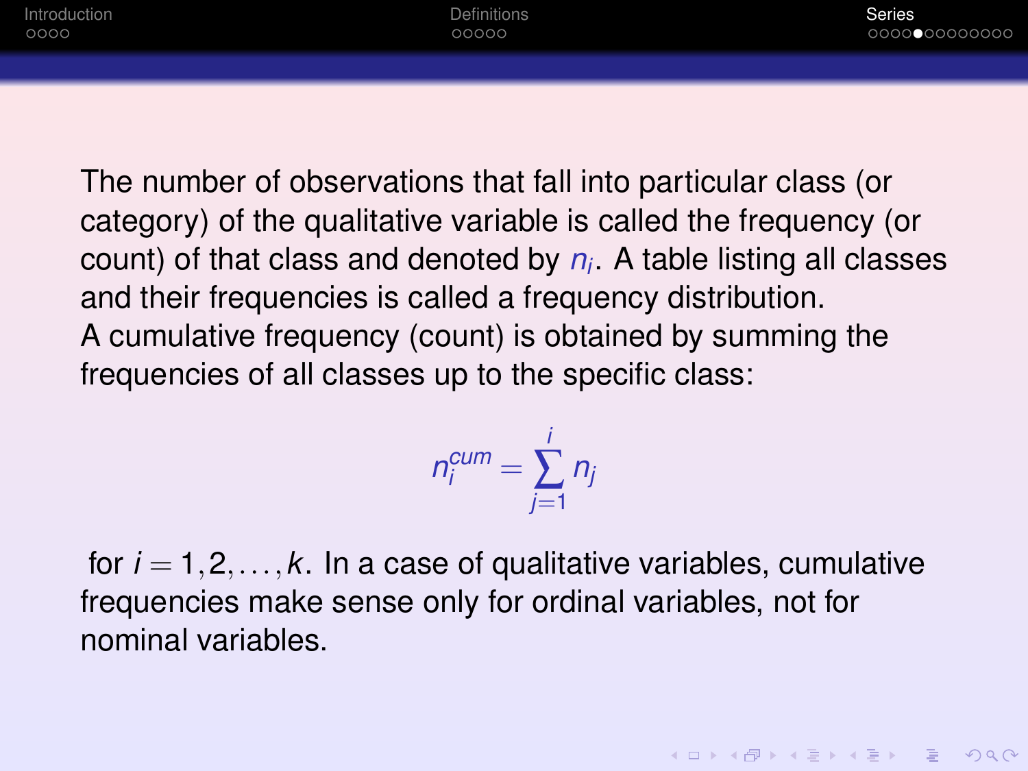The number of observations that fall into particular class (or category) of the qualitative variable is called the frequency (or count) of that class and denoted by $n_i$. A table listing all classes and their frequencies is called a frequency distribution.
A cumulative frequency (count) is obtained by summing the frequencies of all classes up to the specific class:

$$n_i^{cum} = \sum_{j=1}^{i} n_j$$

for $i = 1, 2, \ldots, k$. In a case of qualitative variables, cumulative frequencies make sense only for ordinal variables, not for nominal variables.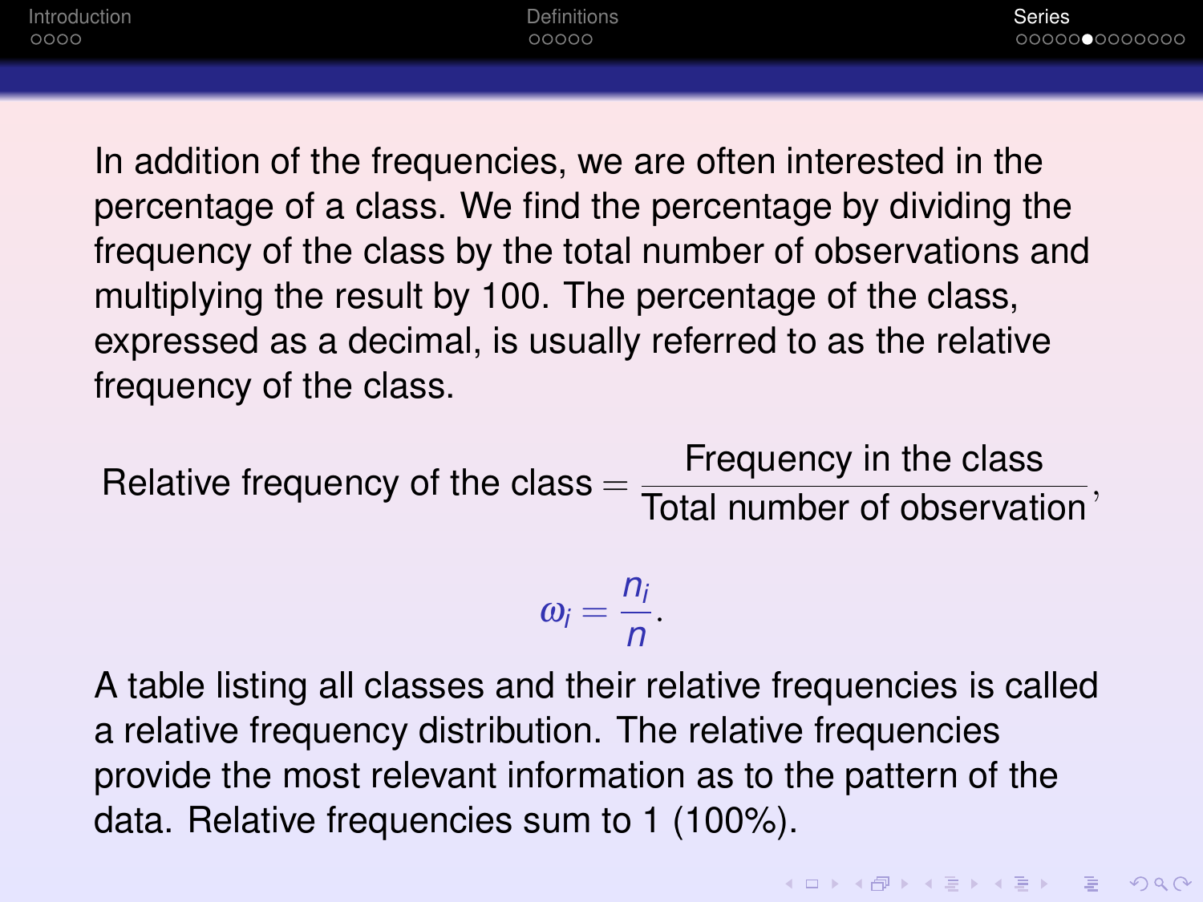In addition of the frequencies, we are often interested in the percentage of a class. We find the percentage by dividing the frequency of the class by the total number of observations and multiplying the result by 100. The percentage of the class, expressed as a decimal, is usually referred to as the relative frequency of the class.

$$\text{Relative frequency of the class} = \frac{\text{Frequency in the class}}{\text{Total number of observation}},$$

$$\omega_i = \frac{n_i}{n}.$$

A table listing all classes and their relative frequencies is called a relative frequency distribution. The relative frequencies provide the most relevant information as to the pattern of the data. Relative frequencies sum to 1 (100%).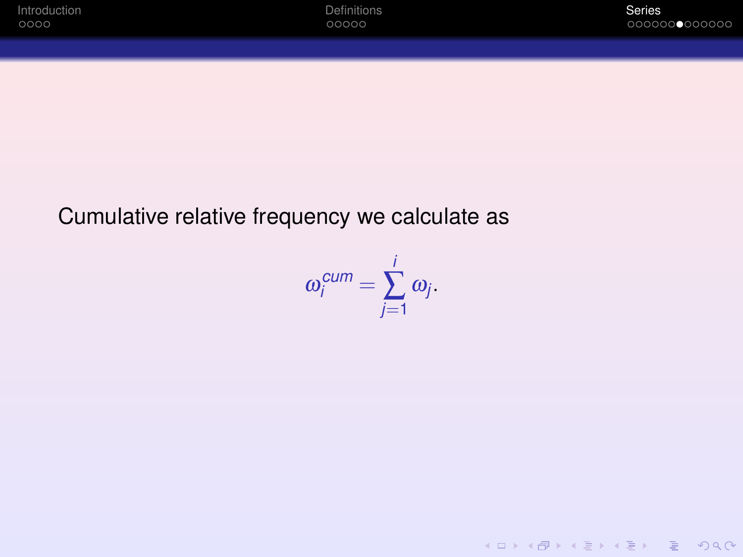Cumulative relative frequency we calculate as

$$\omega_i^{cum} = \sum_{j=1}^{i} \omega_j.$$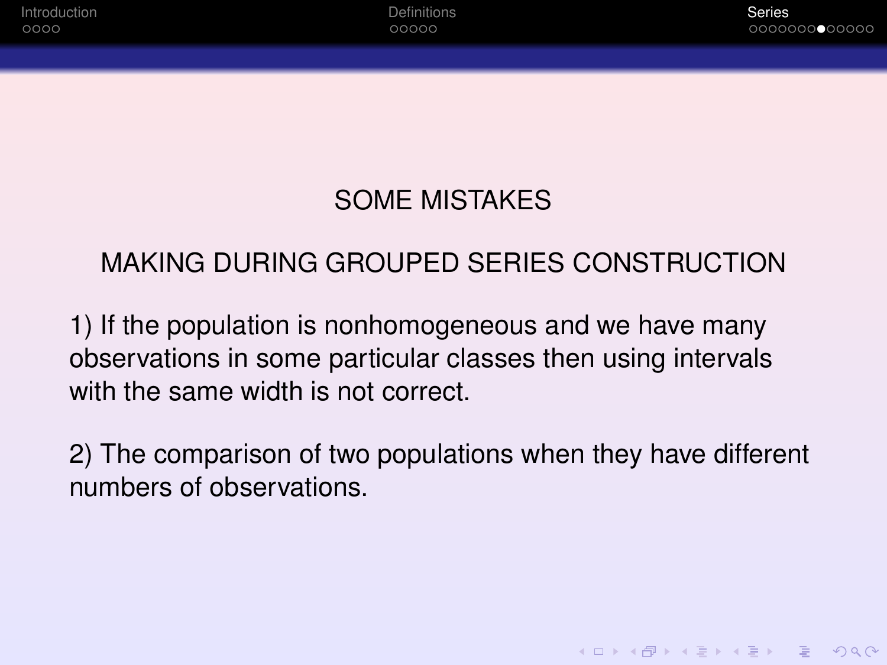## SOME MISTAKES

## MAKING DURING GROUPED SERIES CONSTRUCTION

1) If the population is nonhomogeneous and we have many observations in some particular classes then using intervals with the same width is not correct.

2) The comparison of two populations when they have different numbers of observations.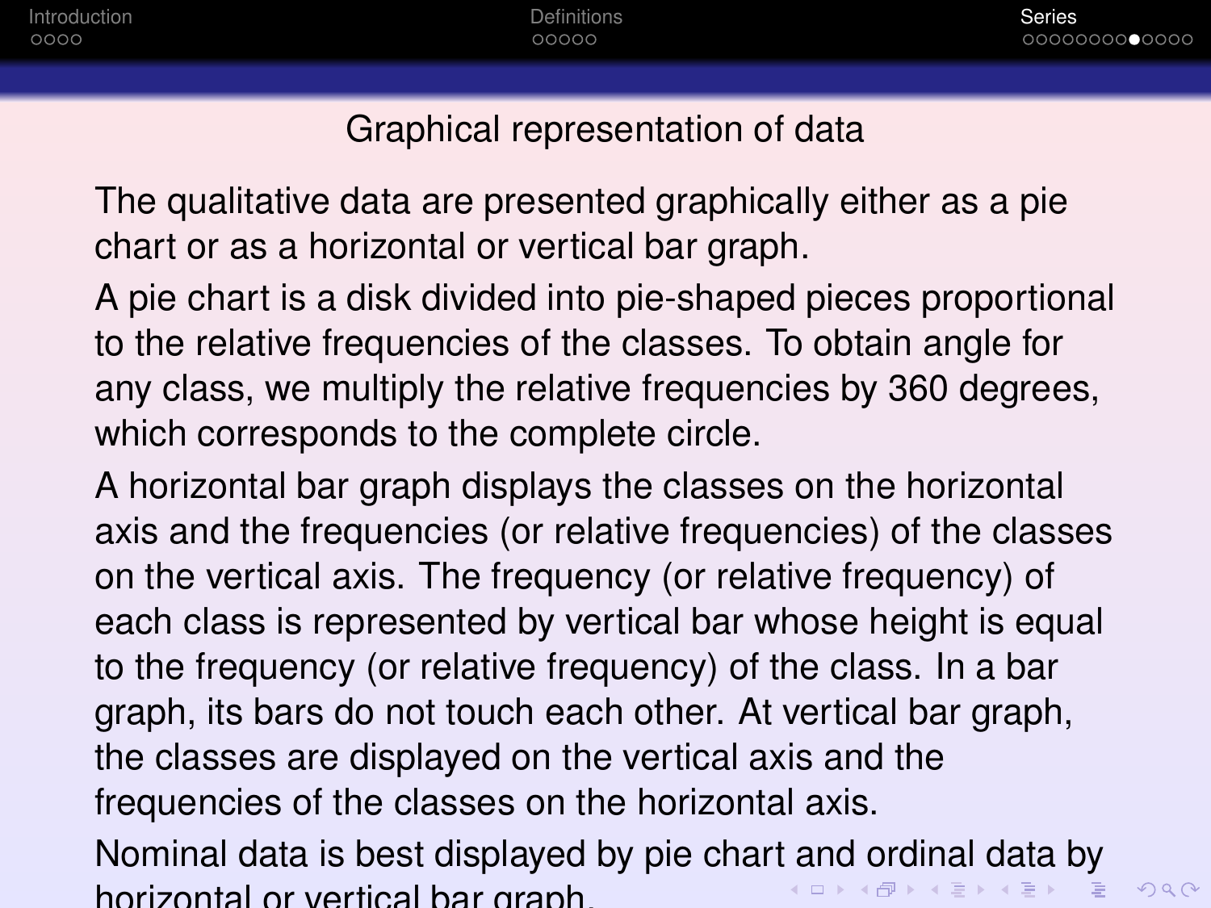## Graphical representation of data

The qualitative data are presented graphically either as a pie chart or as a horizontal or vertical bar graph.

A pie chart is a disk divided into pie-shaped pieces proportional to the relative frequencies of the classes. To obtain angle for any class, we multiply the relative frequencies by 360 degrees, which corresponds to the complete circle.

A horizontal bar graph displays the classes on the horizontal axis and the frequencies (or relative frequencies) of the classes on the vertical axis. The frequency (or relative frequency) of each class is represented by vertical bar whose height is equal to the frequency (or relative frequency) of the class. In a bar graph, its bars do not touch each other. At vertical bar graph, the classes are displayed on the vertical axis and the frequencies of the classes on the horizontal axis.

Nominal data is best displayed by pie chart and ordinal data by horizontal or vertical bar graph.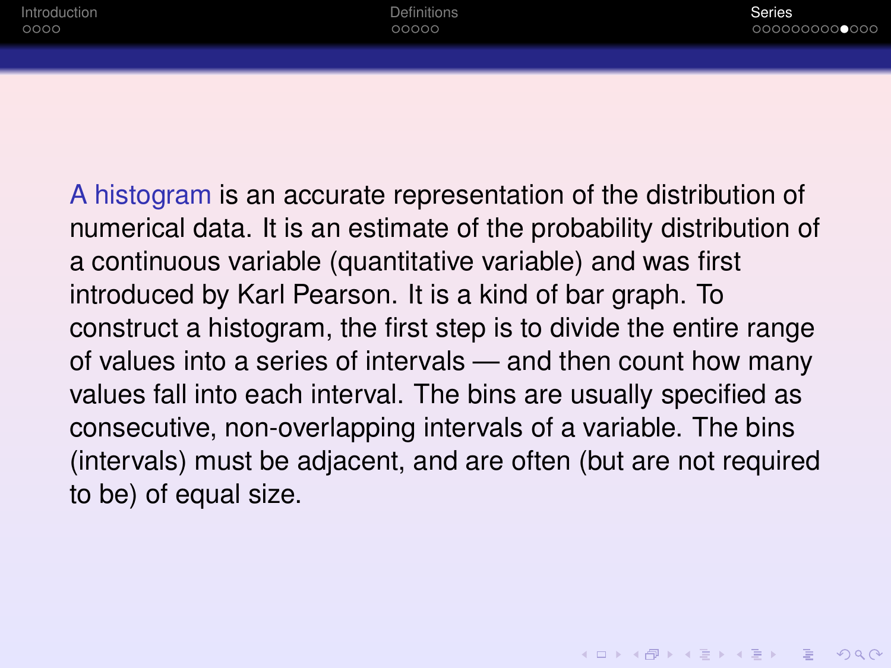A histogram is an accurate representation of the distribution of numerical data. It is an estimate of the probability distribution of a continuous variable (quantitative variable) and was first introduced by Karl Pearson. It is a kind of bar graph. To construct a histogram, the first step is to divide the entire range of values into a series of intervals — and then count how many values fall into each interval. The bins are usually specified as consecutive, non-overlapping intervals of a variable. The bins (intervals) must be adjacent, and are often (but are not required to be) of equal size.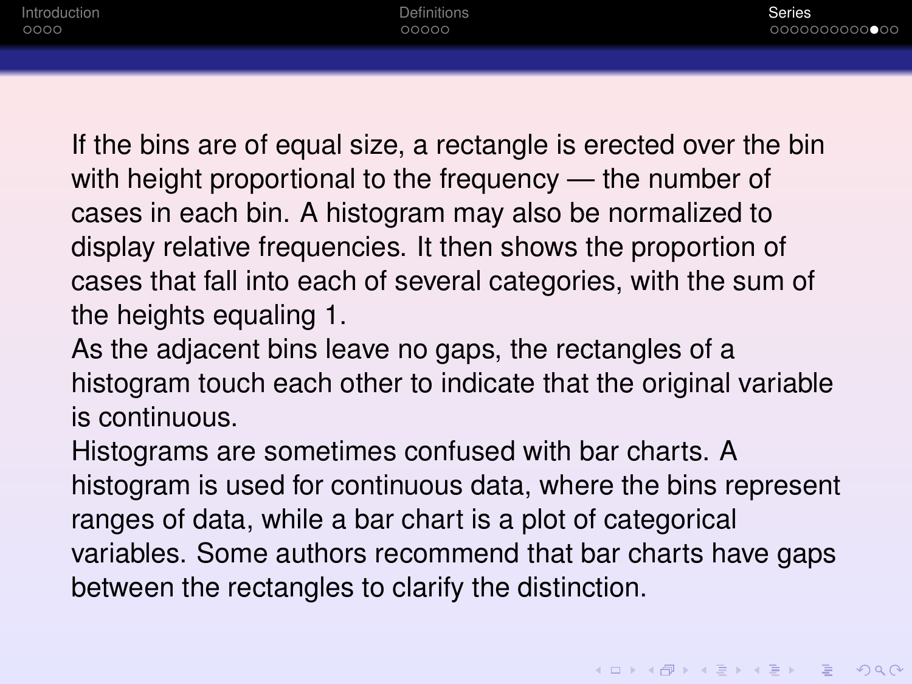If the bins are of equal size, a rectangle is erected over the bin with height proportional to the frequency — the number of cases in each bin. A histogram may also be normalized to display relative frequencies. It then shows the proportion of cases that fall into each of several categories, with the sum of the heights equaling 1.

As the adjacent bins leave no gaps, the rectangles of a histogram touch each other to indicate that the original variable is continuous.

Histograms are sometimes confused with bar charts. A histogram is used for continuous data, where the bins represent ranges of data, while a bar chart is a plot of categorical variables. Some authors recommend that bar charts have gaps between the rectangles to clarify the distinction.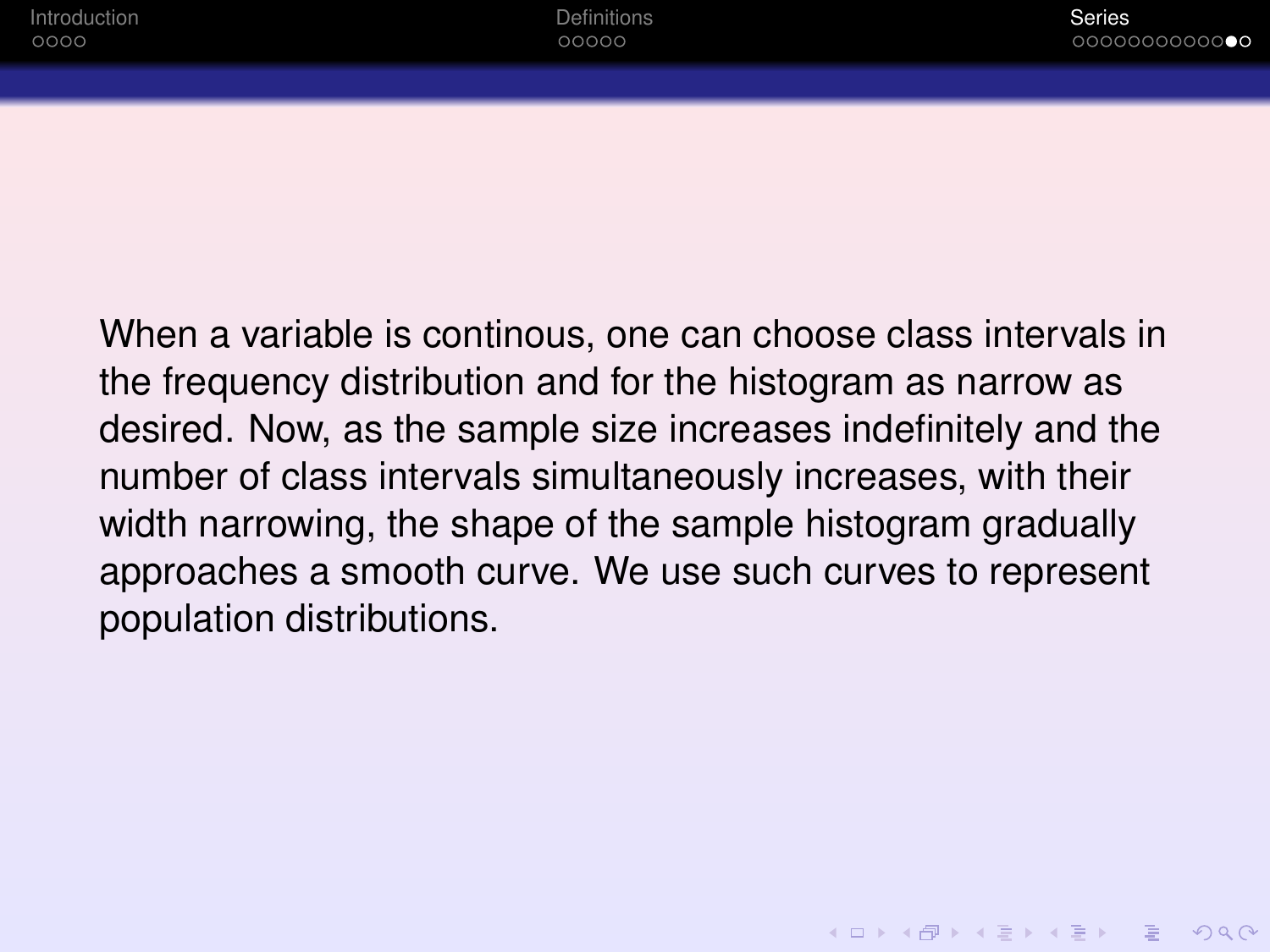When a variable is continous, one can choose class intervals in the frequency distribution and for the histogram as narrow as desired. Now, as the sample size increases indefinitely and the number of class intervals simultaneously increases, with their width narrowing, the shape of the sample histogram gradually approaches a smooth curve. We use such curves to represent population distributions.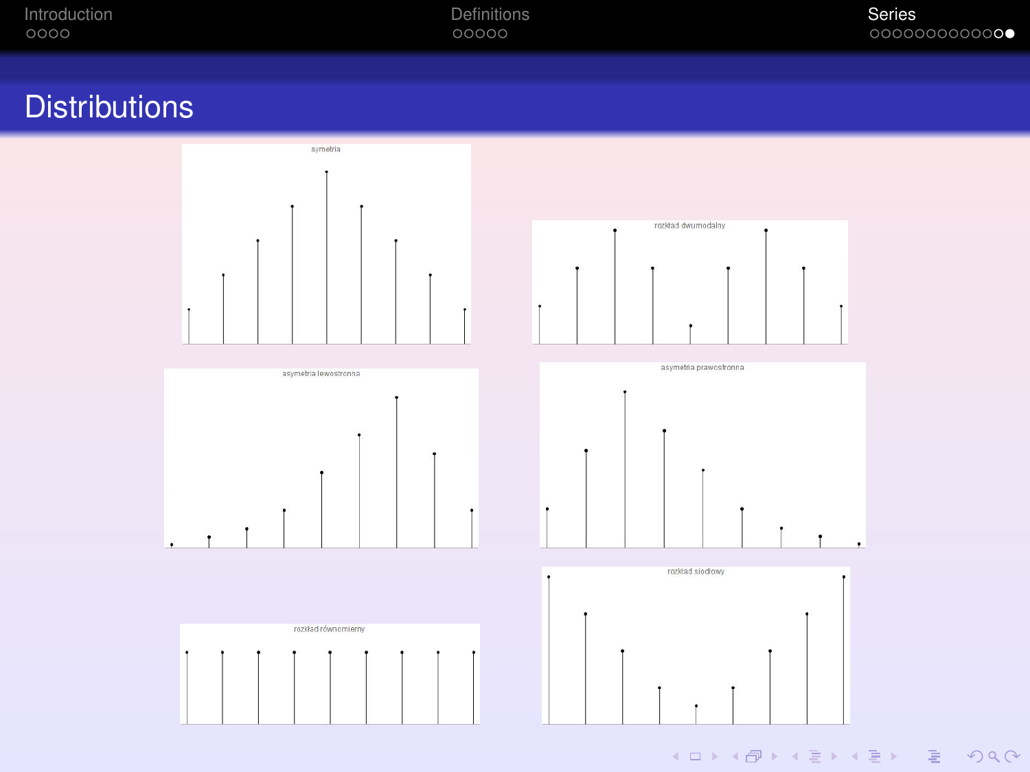# Distributions

symetria

rozkład dwumodalny

asymetria lewostronna

asymetria prawostronna

rozkład równomierny

rozkład siodłowy